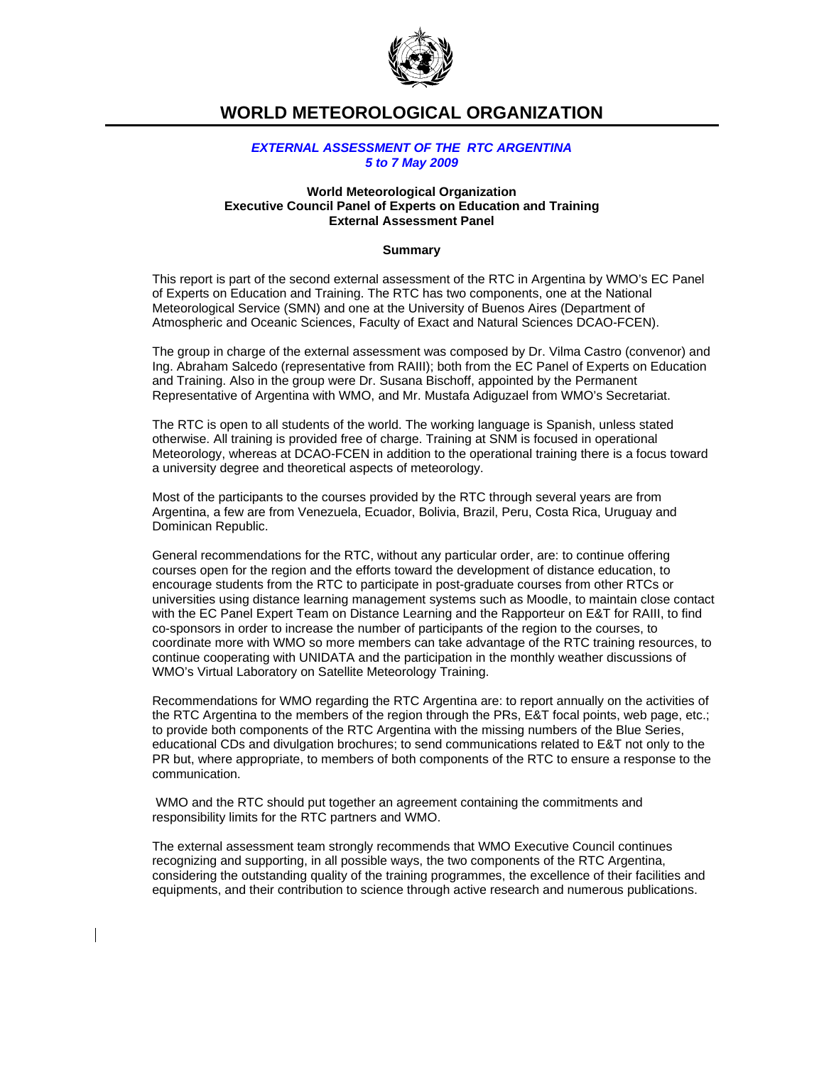# WORLD METEOROLOGICAL ORGANIZATION

***EXTERNAL ASSESSMENT OF THE RTC ARGENTINA***
***5 to 7 May 2009***

**World Meteorological Organization**
**Executive Council Panel of Experts on Education and Training**
**External Assessment Panel**

## Summary

This report is part of the second external assessment of the RTC in Argentina by WMO's EC Panel of Experts on Education and Training. The RTC has two components, one at the National Meteorological Service (SMN) and one at the University of Buenos Aires (Department of Atmospheric and Oceanic Sciences, Faculty of Exact and Natural Sciences DCAO-FCEN).

The group in charge of the external assessment was composed by Dr. Vilma Castro (convenor) and Ing. Abraham Salcedo (representative from RAIII); both from the EC Panel of Experts on Education and Training. Also in the group were Dr. Susana Bischoff, appointed by the Permanent Representative of Argentina with WMO, and Mr. Mustafa Adiguzael from WMO's Secretariat.

The RTC is open to all students of the world. The working language is Spanish, unless stated otherwise. All training is provided free of charge. Training at SNM is focused in operational Meteorology, whereas at DCAO-FCEN in addition to the operational training there is a focus toward a university degree and theoretical aspects of meteorology.

Most of the participants to the courses provided by the RTC through several years are from Argentina, a few are from Venezuela, Ecuador, Bolivia, Brazil, Peru, Costa Rica, Uruguay and Dominican Republic.

General recommendations for the RTC, without any particular order, are: to continue offering courses open for the region and the efforts toward the development of distance education, to encourage students from the RTC to participate in post-graduate courses from other RTCs or universities using distance learning management systems such as Moodle, to maintain close contact with the EC Panel Expert Team on Distance Learning and the Rapporteur on E&T for RAIII, to find co-sponsors in order to increase the number of participants of the region to the courses, to coordinate more with WMO so more members can take advantage of the RTC training resources, to continue cooperating with UNIDATA and the participation in the monthly weather discussions of WMO's Virtual Laboratory on Satellite Meteorology Training.

Recommendations for WMO regarding the RTC Argentina are: to report annually on the activities of the RTC Argentina to the members of the region through the PRs, E&T focal points, web page, etc.; to provide both components of the RTC Argentina with the missing numbers of the Blue Series, educational CDs and divulgation brochures; to send communications related to E&T not only to the PR but, where appropriate, to members of both components of the RTC to ensure a response to the communication.

WMO and the RTC should put together an agreement containing the commitments and responsibility limits for the RTC partners and WMO.

The external assessment team strongly recommends that WMO Executive Council continues recognizing and supporting, in all possible ways, the two components of the RTC Argentina, considering the outstanding quality of the training programmes, the excellence of their facilities and equipments, and their contribution to science through active research and numerous publications.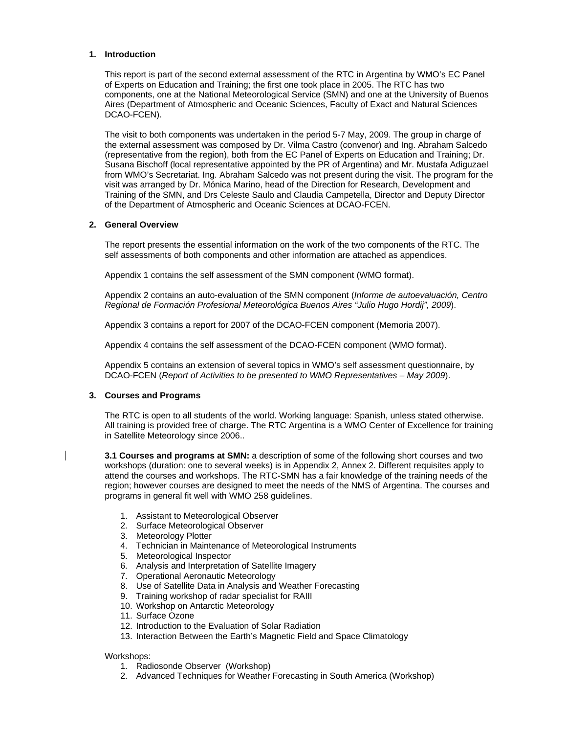## 1. Introduction

This report is part of the second external assessment of the RTC in Argentina by WMO's EC Panel of Experts on Education and Training; the first one took place in 2005. The RTC has two components, one at the National Meteorological Service (SMN) and one at the University of Buenos Aires (Department of Atmospheric and Oceanic Sciences, Faculty of Exact and Natural Sciences DCAO-FCEN).

The visit to both components was undertaken in the period 5-7 May, 2009. The group in charge of the external assessment was composed by Dr. Vilma Castro (convenor) and Ing. Abraham Salcedo (representative from the region), both from the EC Panel of Experts on Education and Training; Dr. Susana Bischoff (local representative appointed by the PR of Argentina) and Mr. Mustafa Adiguzael from WMO's Secretariat. Ing. Abraham Salcedo was not present during the visit. The program for the visit was arranged by Dr. Mónica Marino, head of the Direction for Research, Development and Training of the SMN, and Drs Celeste Saulo and Claudia Campetella, Director and Deputy Director of the Department of Atmospheric and Oceanic Sciences at DCAO-FCEN.

## 2. General Overview

The report presents the essential information on the work of the two components of the RTC. The self assessments of both components and other information are attached as appendices.

Appendix 1 contains the self assessment of the SMN component (WMO format).

Appendix 2 contains an auto-evaluation of the SMN component (*Informe de autoevaluación, Centro Regional de Formación Profesional Meteorológica Buenos Aires "Julio Hugo Hordij", 2009*).

Appendix 3 contains a report for 2007 of the DCAO-FCEN component (Memoria 2007).

Appendix 4 contains the self assessment of the DCAO-FCEN component (WMO format).

Appendix 5 contains an extension of several topics in WMO's self assessment questionnaire, by DCAO-FCEN (*Report of Activities to be presented to WMO Representatives – May 2009*).

## 3. Courses and Programs

The RTC is open to all students of the world. Working language: Spanish, unless stated otherwise. All training is provided free of charge. The RTC Argentina is a WMO Center of Excellence for training in Satellite Meteorology since 2006..

**3.1 Courses and programs at SMN:** a description of some of the following short courses and two workshops (duration: one to several weeks) is in Appendix 2, Annex 2. Different requisites apply to attend the courses and workshops. The RTC-SMN has a fair knowledge of the training needs of the region; however courses are designed to meet the needs of the NMS of Argentina. The courses and programs in general fit well with WMO 258 guidelines.

1. Assistant to Meteorological Observer
2. Surface Meteorological Observer
3. Meteorology Plotter
4. Technician in Maintenance of Meteorological Instruments
5. Meteorological Inspector
6. Analysis and Interpretation of Satellite Imagery
7. Operational Aeronautic Meteorology
8. Use of Satellite Data in Analysis and Weather Forecasting
9. Training workshop of radar specialist for RAIII
10. Workshop on Antarctic Meteorology
11. Surface Ozone
12. Introduction to the Evaluation of Solar Radiation
13. Interaction Between the Earth's Magnetic Field and Space Climatology

Workshops:

1. Radiosonde Observer (Workshop)
2. Advanced Techniques for Weather Forecasting in South America (Workshop)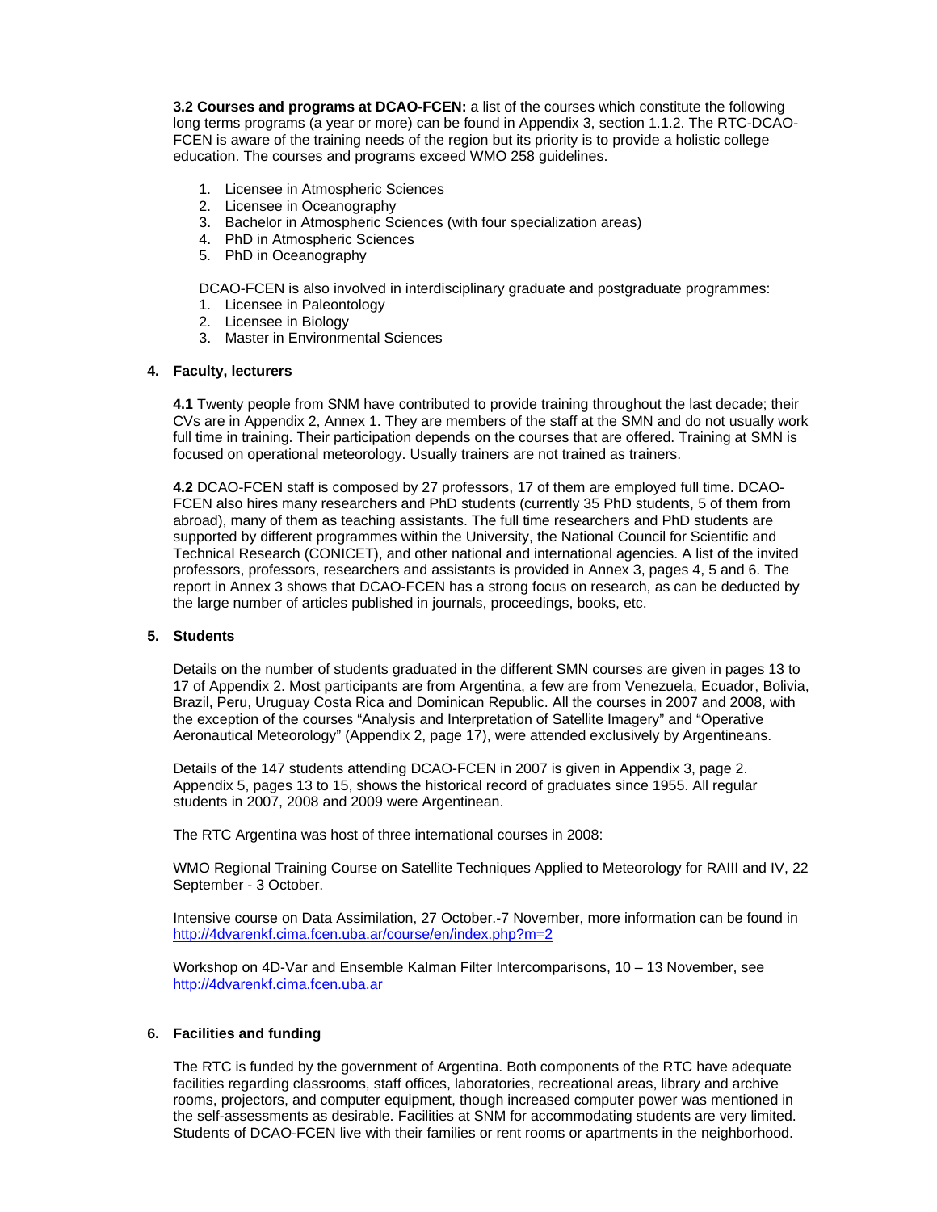**3.2 Courses and programs at DCAO-FCEN:** a list of the courses which constitute the following long terms programs (a year or more) can be found in Appendix 3, section 1.1.2. The RTC-DCAO-FCEN is aware of the training needs of the region but its priority is to provide a holistic college education. The courses and programs exceed WMO 258 guidelines.

1. Licensee in Atmospheric Sciences
2. Licensee in Oceanography
3. Bachelor in Atmospheric Sciences (with four specialization areas)
4. PhD in Atmospheric Sciences
5. PhD in Oceanography

DCAO-FCEN is also involved in interdisciplinary graduate and postgraduate programmes:

1. Licensee in Paleontology
2. Licensee in Biology
3. Master in Environmental Sciences

## 4. Faculty, lecturers

**4.1** Twenty people from SNM have contributed to provide training throughout the last decade; their CVs are in Appendix 2, Annex 1. They are members of the staff at the SMN and do not usually work full time in training. Their participation depends on the courses that are offered. Training at SMN is focused on operational meteorology. Usually trainers are not trained as trainers.

**4.2** DCAO-FCEN staff is composed by 27 professors, 17 of them are employed full time. DCAO-FCEN also hires many researchers and PhD students (currently 35 PhD students, 5 of them from abroad), many of them as teaching assistants. The full time researchers and PhD students are supported by different programmes within the University, the National Council for Scientific and Technical Research (CONICET), and other national and international agencies. A list of the invited professors, professors, researchers and assistants is provided in Annex 3, pages 4, 5 and 6. The report in Annex 3 shows that DCAO-FCEN has a strong focus on research, as can be deducted by the large number of articles published in journals, proceedings, books, etc.

## 5. Students

Details on the number of students graduated in the different SMN courses are given in pages 13 to 17 of Appendix 2. Most participants are from Argentina, a few are from Venezuela, Ecuador, Bolivia, Brazil, Peru, Uruguay Costa Rica and Dominican Republic. All the courses in 2007 and 2008, with the exception of the courses "Analysis and Interpretation of Satellite Imagery" and "Operative Aeronautical Meteorology" (Appendix 2, page 17), were attended exclusively by Argentineans.

Details of the 147 students attending DCAO-FCEN in 2007 is given in Appendix 3, page 2. Appendix 5, pages 13 to 15, shows the historical record of graduates since 1955. All regular students in 2007, 2008 and 2009 were Argentinean.

The RTC Argentina was host of three international courses in 2008:

WMO Regional Training Course on Satellite Techniques Applied to Meteorology for RAIII and IV, 22 September - 3 October.

Intensive course on Data Assimilation, 27 October.-7 November, more information can be found in http://4dvarenkf.cima.fcen.uba.ar/course/en/index.php?m=2

Workshop on 4D-Var and Ensemble Kalman Filter Intercomparisons, 10 – 13 November, see http://4dvarenkf.cima.fcen.uba.ar

## 6. Facilities and funding

The RTC is funded by the government of Argentina. Both components of the RTC have adequate facilities regarding classrooms, staff offices, laboratories, recreational areas, library and archive rooms, projectors, and computer equipment, though increased computer power was mentioned in the self-assessments as desirable. Facilities at SNM for accommodating students are very limited. Students of DCAO-FCEN live with their families or rent rooms or apartments in the neighborhood.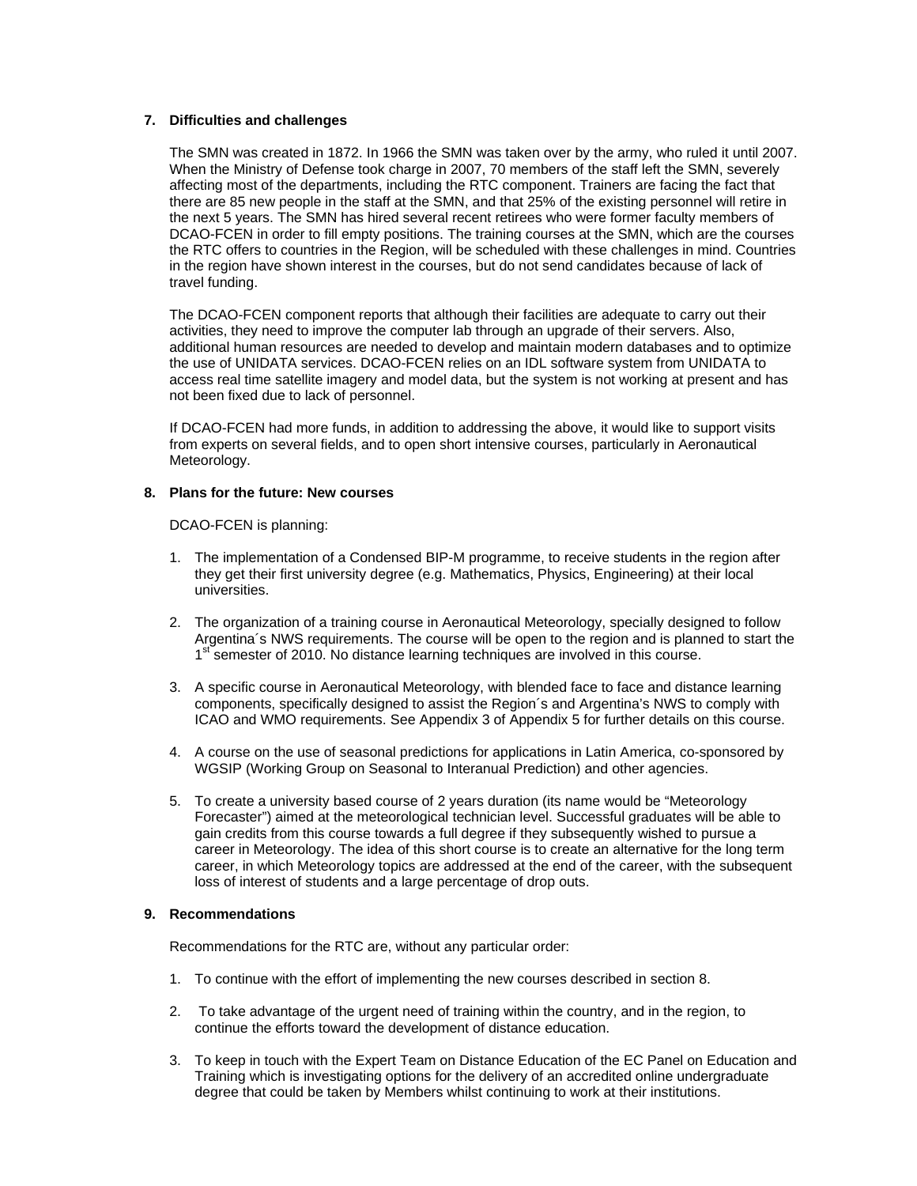## 7. Difficulties and challenges

The SMN was created in 1872. In 1966 the SMN was taken over by the army, who ruled it until 2007. When the Ministry of Defense took charge in 2007, 70 members of the staff left the SMN, severely affecting most of the departments, including the RTC component. Trainers are facing the fact that there are 85 new people in the staff at the SMN, and that 25% of the existing personnel will retire in the next 5 years. The SMN has hired several recent retirees who were former faculty members of DCAO-FCEN in order to fill empty positions. The training courses at the SMN, which are the courses the RTC offers to countries in the Region, will be scheduled with these challenges in mind. Countries in the region have shown interest in the courses, but do not send candidates because of lack of travel funding.

The DCAO-FCEN component reports that although their facilities are adequate to carry out their activities, they need to improve the computer lab through an upgrade of their servers. Also, additional human resources are needed to develop and maintain modern databases and to optimize the use of UNIDATA services. DCAO-FCEN relies on an IDL software system from UNIDATA to access real time satellite imagery and model data, but the system is not working at present and has not been fixed due to lack of personnel.

If DCAO-FCEN had more funds, in addition to addressing the above, it would like to support visits from experts on several fields, and to open short intensive courses, particularly in Aeronautical Meteorology.

## 8. Plans for the future: New courses

DCAO-FCEN is planning:

1. The implementation of a Condensed BIP-M programme, to receive students in the region after they get their first university degree (e.g. Mathematics, Physics, Engineering) at their local universities.

2. The organization of a training course in Aeronautical Meteorology, specially designed to follow Argentina´s NWS requirements. The course will be open to the region and is planned to start the 1st semester of 2010. No distance learning techniques are involved in this course.

3. A specific course in Aeronautical Meteorology, with blended face to face and distance learning components, specifically designed to assist the Region´s and Argentina's NWS to comply with ICAO and WMO requirements. See Appendix 3 of Appendix 5 for further details on this course.

4. A course on the use of seasonal predictions for applications in Latin America, co-sponsored by WGSIP (Working Group on Seasonal to Interanual Prediction) and other agencies.

5. To create a university based course of 2 years duration (its name would be "Meteorology Forecaster") aimed at the meteorological technician level. Successful graduates will be able to gain credits from this course towards a full degree if they subsequently wished to pursue a career in Meteorology. The idea of this short course is to create an alternative for the long term career, in which Meteorology topics are addressed at the end of the career, with the subsequent loss of interest of students and a large percentage of drop outs.

## 9. Recommendations

Recommendations for the RTC are, without any particular order:

1. To continue with the effort of implementing the new courses described in section 8.

2. To take advantage of the urgent need of training within the country, and in the region, to continue the efforts toward the development of distance education.

3. To keep in touch with the Expert Team on Distance Education of the EC Panel on Education and Training which is investigating options for the delivery of an accredited online undergraduate degree that could be taken by Members whilst continuing to work at their institutions.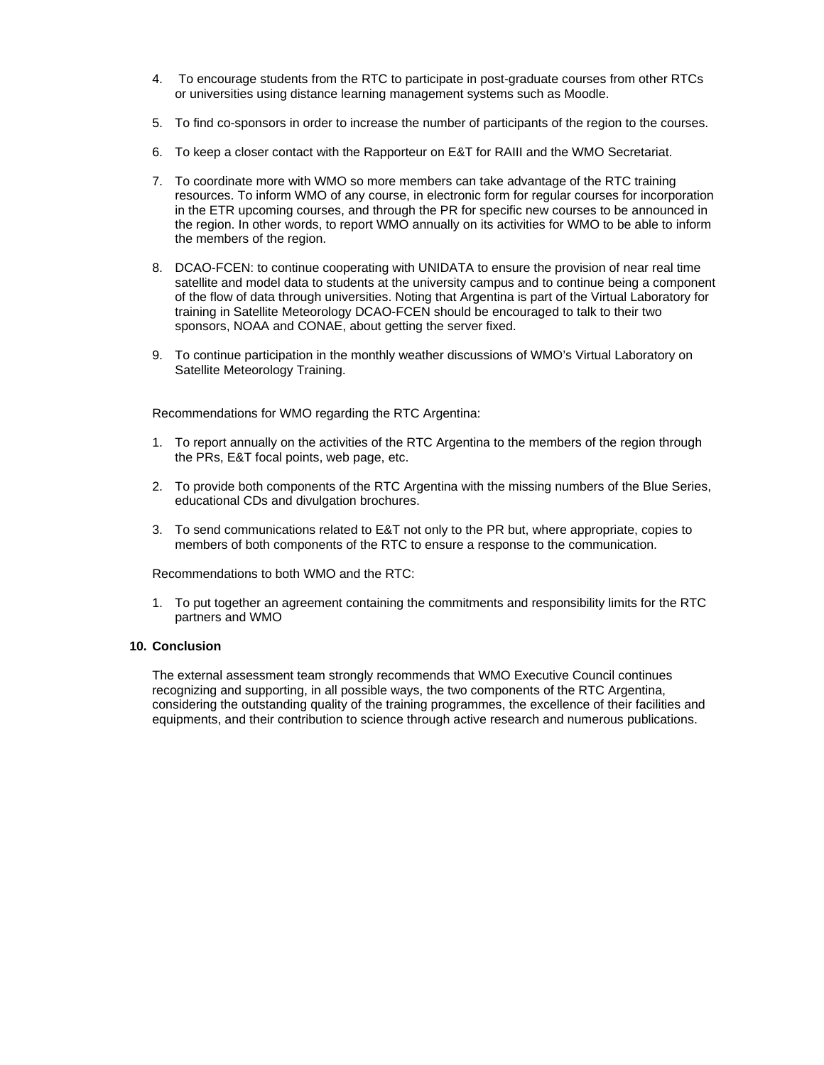4. To encourage students from the RTC to participate in post-graduate courses from other RTCs or universities using distance learning management systems such as Moodle.

5. To find co-sponsors in order to increase the number of participants of the region to the courses.

6. To keep a closer contact with the Rapporteur on E&T for RAIII and the WMO Secretariat.

7. To coordinate more with WMO so more members can take advantage of the RTC training resources. To inform WMO of any course, in electronic form for regular courses for incorporation in the ETR upcoming courses, and through the PR for specific new courses to be announced in the region. In other words, to report WMO annually on its activities for WMO to be able to inform the members of the region.

8. DCAO-FCEN: to continue cooperating with UNIDATA to ensure the provision of near real time satellite and model data to students at the university campus and to continue being a component of the flow of data through universities. Noting that Argentina is part of the Virtual Laboratory for training in Satellite Meteorology DCAO-FCEN should be encouraged to talk to their two sponsors, NOAA and CONAE, about getting the server fixed.

9. To continue participation in the monthly weather discussions of WMO's Virtual Laboratory on Satellite Meteorology Training.

Recommendations for WMO regarding the RTC Argentina:

1. To report annually on the activities of the RTC Argentina to the members of the region through the PRs, E&T focal points, web page, etc.

2. To provide both components of the RTC Argentina with the missing numbers of the Blue Series, educational CDs and divulgation brochures.

3. To send communications related to E&T not only to the PR but, where appropriate, copies to members of both components of the RTC to ensure a response to the communication.

Recommendations to both WMO and the RTC:

1. To put together an agreement containing the commitments and responsibility limits for the RTC partners and WMO

## 10. Conclusion

The external assessment team strongly recommends that WMO Executive Council continues recognizing and supporting, in all possible ways, the two components of the RTC Argentina, considering the outstanding quality of the training programmes, the excellence of their facilities and equipments, and their contribution to science through active research and numerous publications.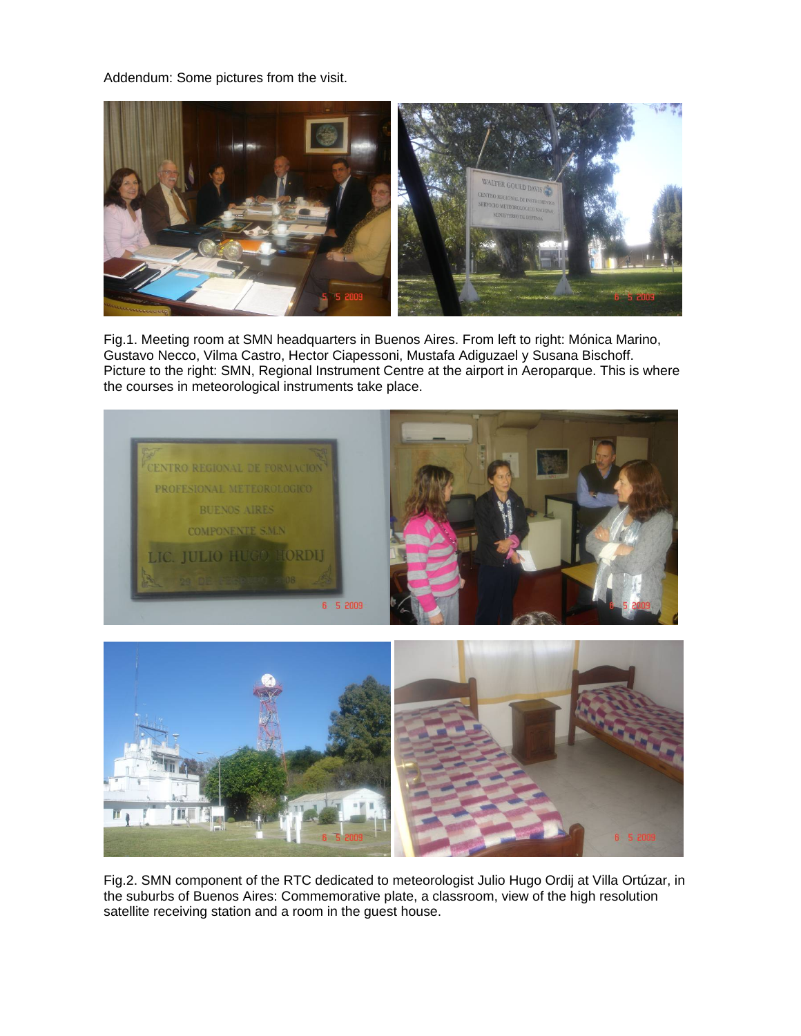Addendum: Some pictures from the visit.

Fig.1. Meeting room at SMN headquarters in Buenos Aires. From left to right: Mónica Marino, Gustavo Necco, Vilma Castro, Hector Ciapessoni, Mustafa Adiguzael y Susana Bischoff. Picture to the right: SMN, Regional Instrument Centre at the airport in Aeroparque. This is where the courses in meteorological instruments take place.

Fig.2. SMN component of the RTC dedicated to meteorologist Julio Hugo Ordij at Villa Ortúzar, in the suburbs of Buenos Aires: Commemorative plate, a classroom, view of the high resolution satellite receiving station and a room in the guest house.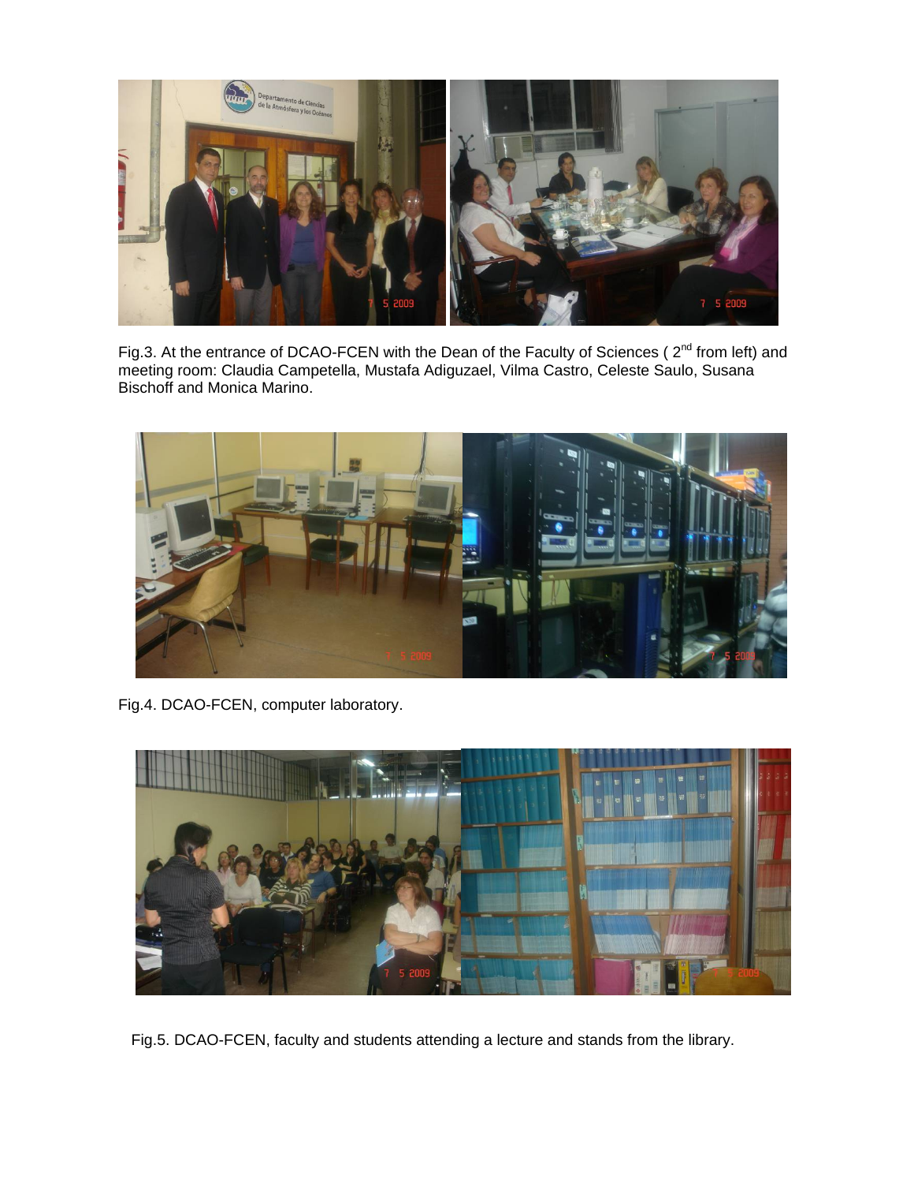Fig.3. At the entrance of DCAO-FCEN with the Dean of the Faculty of Sciences ( 2nd from left) and meeting room: Claudia Campetella, Mustafa Adiguzael, Vilma Castro, Celeste Saulo, Susana Bischoff and Monica Marino.

Fig.4. DCAO-FCEN, computer laboratory.

Fig.5. DCAO-FCEN, faculty and students attending a lecture and stands from the library.